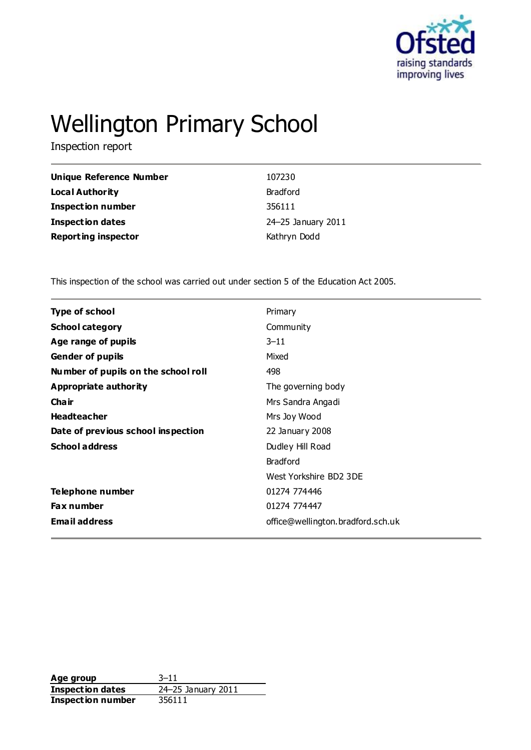# Wellington Primary School

Inspection report

| | |
|---|---|
| **Unique Reference Number** | 107230 |
| **Local Authority** | Bradford |
| **Inspection number** | 356111 |
| **Inspection dates** | 24–25 January 2011 |
| **Reporting inspector** | Kathryn Dodd |

This inspection of the school was carried out under section 5 of the Education Act 2005.

| | |
|---|---|
| **Type of school** | Primary |
| **School category** | Community |
| **Age range of pupils** | 3–11 |
| **Gender of pupils** | Mixed |
| **Number of pupils on the school roll** | 498 |
| **Appropriate authority** | The governing body |
| **Chair** | Mrs Sandra Angadi |
| **Headteacher** | Mrs Joy Wood |
| **Date of previous school inspection** | 22 January 2008 |
| **School address** | Dudley Hill Road<br>Bradford<br>West Yorkshire BD2 3DE |
| **Telephone number** | 01274 774446 |
| **Fax number** | 01274 774447 |
| **Email address** | office@wellington.bradford.sch.uk |

| | |
|---|---|
| **Age group** | 3–11 |
| **Inspection dates** | 24–25 January 2011 |
| **Inspection number** | 356111 |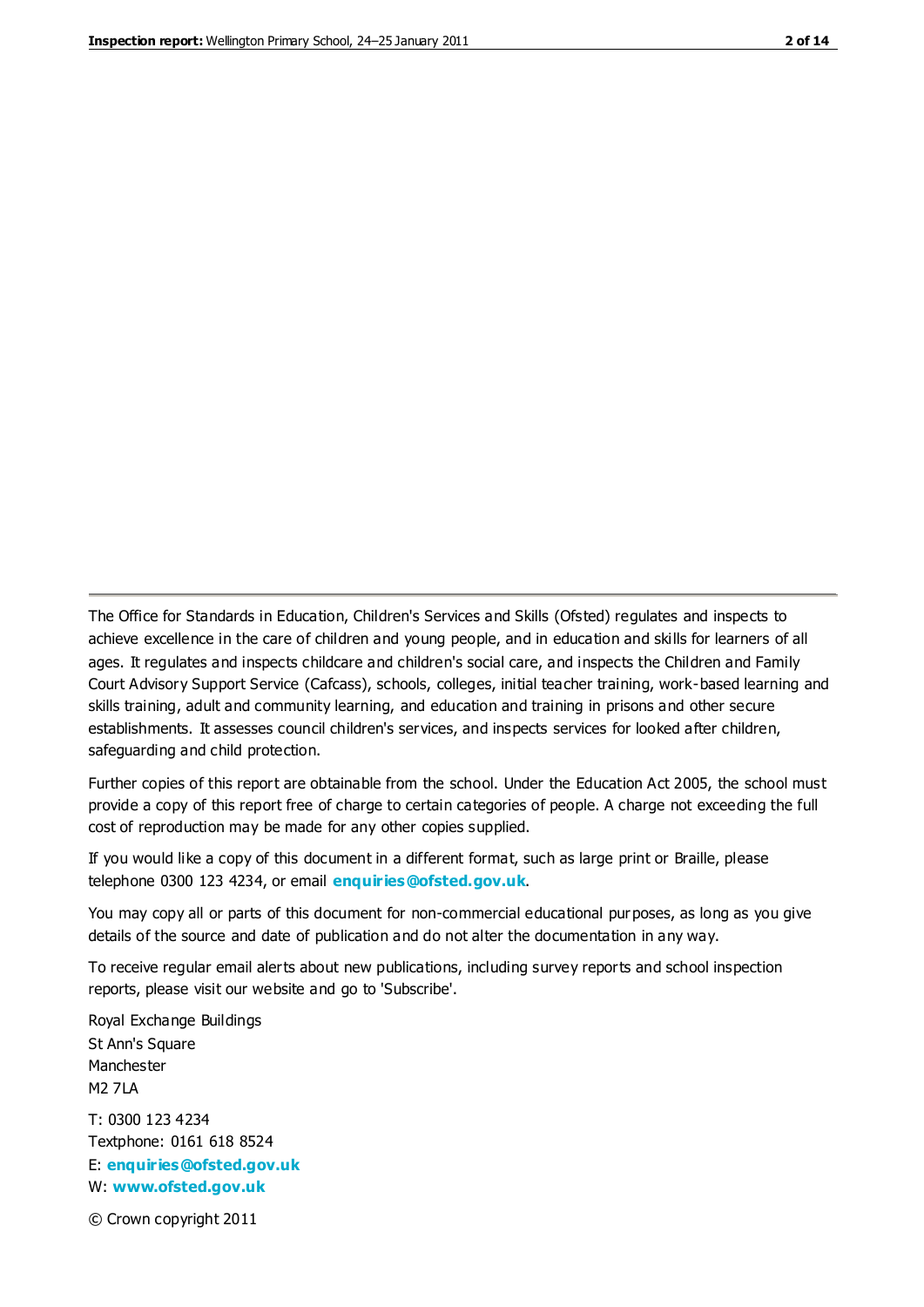The Office for Standards in Education, Children's Services and Skills (Ofsted) regulates and inspects to achieve excellence in the care of children and young people, and in education and skills for learners of all ages. It regulates and inspects childcare and children's social care, and inspects the Children and Family Court Advisory Support Service (Cafcass), schools, colleges, initial teacher training, work-based learning and skills training, adult and community learning, and education and training in prisons and other secure establishments. It assesses council children's services, and inspects services for looked after children, safeguarding and child protection.

Further copies of this report are obtainable from the school. Under the Education Act 2005, the school must provide a copy of this report free of charge to certain categories of people. A charge not exceeding the full cost of reproduction may be made for any other copies supplied.

If you would like a copy of this document in a different format, such as large print or Braille, please telephone 0300 123 4234, or email **enquiries@ofsted.gov.uk**.

You may copy all or parts of this document for non-commercial educational purposes, as long as you give details of the source and date of publication and do not alter the documentation in any way.

To receive regular email alerts about new publications, including survey reports and school inspection reports, please visit our website and go to 'Subscribe'.

Royal Exchange Buildings
St Ann's Square
Manchester
M2 7LA

T: 0300 123 4234
Textphone: 0161 618 8524
E: **enquiries@ofsted.gov.uk**
W: **www.ofsted.gov.uk**

© Crown copyright 2011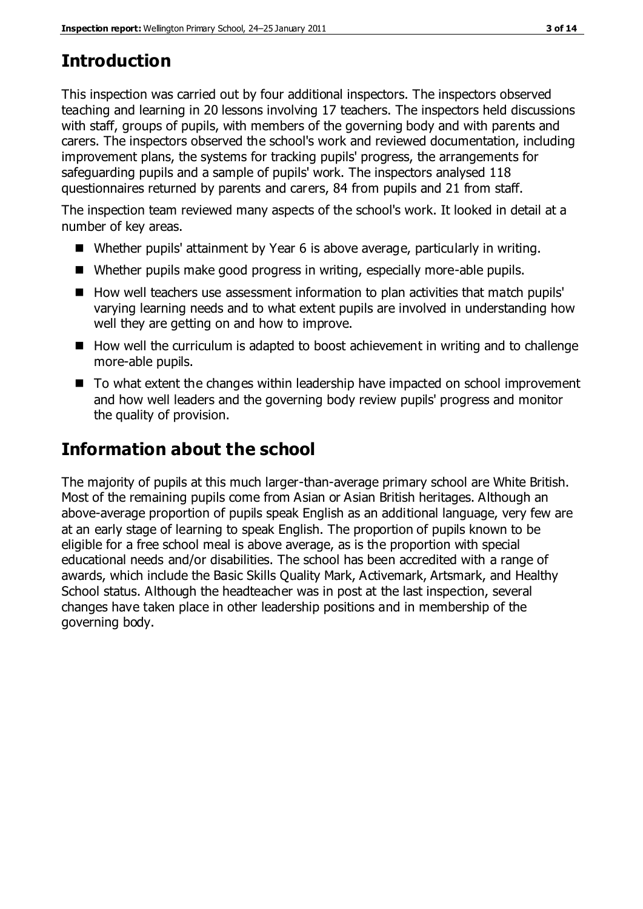## Introduction

This inspection was carried out by four additional inspectors. The inspectors observed teaching and learning in 20 lessons involving 17 teachers. The inspectors held discussions with staff, groups of pupils, with members of the governing body and with parents and carers. The inspectors observed the school's work and reviewed documentation, including improvement plans, the systems for tracking pupils' progress, the arrangements for safeguarding pupils and a sample of pupils' work. The inspectors analysed 118 questionnaires returned by parents and carers, 84 from pupils and 21 from staff.

The inspection team reviewed many aspects of the school's work. It looked in detail at a number of key areas.

- Whether pupils' attainment by Year 6 is above average, particularly in writing.
- Whether pupils make good progress in writing, especially more-able pupils.
- How well teachers use assessment information to plan activities that match pupils' varying learning needs and to what extent pupils are involved in understanding how well they are getting on and how to improve.
- How well the curriculum is adapted to boost achievement in writing and to challenge more-able pupils.
- To what extent the changes within leadership have impacted on school improvement and how well leaders and the governing body review pupils' progress and monitor the quality of provision.

## Information about the school

The majority of pupils at this much larger-than-average primary school are White British. Most of the remaining pupils come from Asian or Asian British heritages. Although an above-average proportion of pupils speak English as an additional language, very few are at an early stage of learning to speak English. The proportion of pupils known to be eligible for a free school meal is above average, as is the proportion with special educational needs and/or disabilities. The school has been accredited with a range of awards, which include the Basic Skills Quality Mark, Activemark, Artsmark, and Healthy School status. Although the headteacher was in post at the last inspection, several changes have taken place in other leadership positions and in membership of the governing body.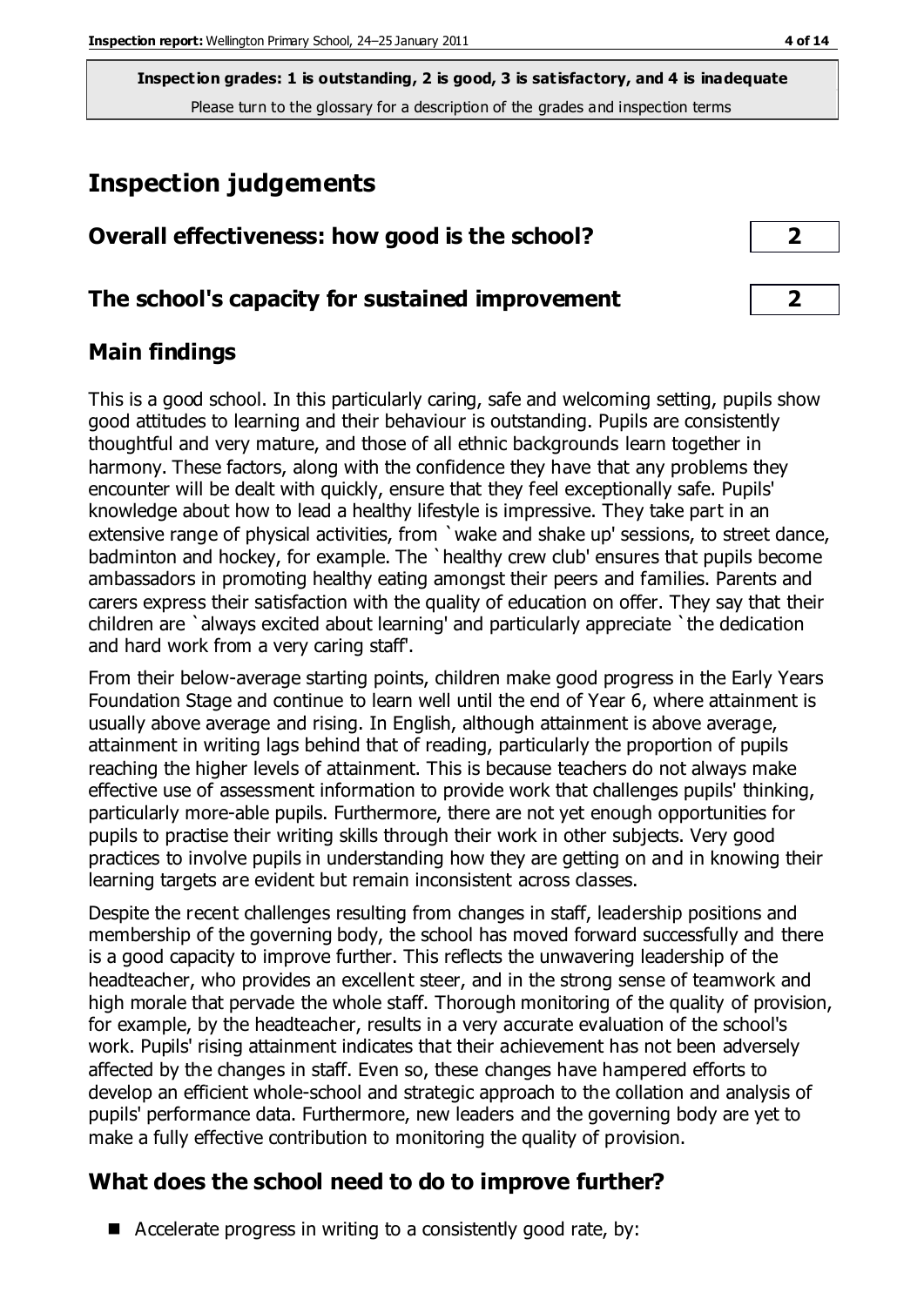**Inspection grades: 1 is outstanding, 2 is good, 3 is satisfactory, and 4 is inadequate**
Please turn to the glossary for a description of the grades and inspection terms

# Inspection judgements

| | |
|---|---|
| **Overall effectiveness: how good is the school?** | **2** |
| **The school's capacity for sustained improvement** | **2** |

## Main findings

This is a good school. In this particularly caring, safe and welcoming setting, pupils show good attitudes to learning and their behaviour is outstanding. Pupils are consistently thoughtful and very mature, and those of all ethnic backgrounds learn together in harmony. These factors, along with the confidence they have that any problems they encounter will be dealt with quickly, ensure that they feel exceptionally safe. Pupils' knowledge about how to lead a healthy lifestyle is impressive. They take part in an extensive range of physical activities, from `wake and shake up' sessions, to street dance, badminton and hockey, for example. The `healthy crew club' ensures that pupils become ambassadors in promoting healthy eating amongst their peers and families. Parents and carers express their satisfaction with the quality of education on offer. They say that their children are `always excited about learning' and particularly appreciate `the dedication and hard work from a very caring staff'.

From their below-average starting points, children make good progress in the Early Years Foundation Stage and continue to learn well until the end of Year 6, where attainment is usually above average and rising. In English, although attainment is above average, attainment in writing lags behind that of reading, particularly the proportion of pupils reaching the higher levels of attainment. This is because teachers do not always make effective use of assessment information to provide work that challenges pupils' thinking, particularly more-able pupils. Furthermore, there are not yet enough opportunities for pupils to practise their writing skills through their work in other subjects. Very good practices to involve pupils in understanding how they are getting on and in knowing their learning targets are evident but remain inconsistent across classes.

Despite the recent challenges resulting from changes in staff, leadership positions and membership of the governing body, the school has moved forward successfully and there is a good capacity to improve further. This reflects the unwavering leadership of the headteacher, who provides an excellent steer, and in the strong sense of teamwork and high morale that pervade the whole staff. Thorough monitoring of the quality of provision, for example, by the headteacher, results in a very accurate evaluation of the school's work. Pupils' rising attainment indicates that their achievement has not been adversely affected by the changes in staff. Even so, these changes have hampered efforts to develop an efficient whole-school and strategic approach to the collation and analysis of pupils' performance data. Furthermore, new leaders and the governing body are yet to make a fully effective contribution to monitoring the quality of provision.

## What does the school need to do to improve further?

- Accelerate progress in writing to a consistently good rate, by: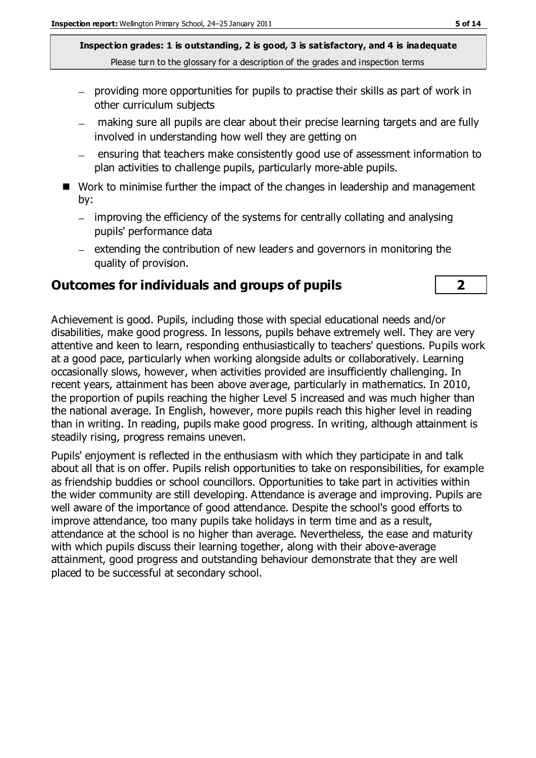**Inspection grades: 1 is outstanding, 2 is good, 3 is satisfactory, and 4 is inadequate**
Please turn to the glossary for a description of the grades and inspection terms

- providing more opportunities for pupils to practise their skills as part of work in other curriculum subjects
- making sure all pupils are clear about their precise learning targets and are fully involved in understanding how well they are getting on
- ensuring that teachers make consistently good use of assessment information to plan activities to challenge pupils, particularly more-able pupils.

- Work to minimise further the impact of the changes in leadership and management by:
  - improving the efficiency of the systems for centrally collating and analysing pupils' performance data
  - extending the contribution of new leaders and governors in monitoring the quality of provision.

## Outcomes for individuals and groups of pupils — 2

Achievement is good. Pupils, including those with special educational needs and/or disabilities, make good progress. In lessons, pupils behave extremely well. They are very attentive and keen to learn, responding enthusiastically to teachers' questions. Pupils work at a good pace, particularly when working alongside adults or collaboratively. Learning occasionally slows, however, when activities provided are insufficiently challenging. In recent years, attainment has been above average, particularly in mathematics. In 2010, the proportion of pupils reaching the higher Level 5 increased and was much higher than the national average. In English, however, more pupils reach this higher level in reading than in writing. In reading, pupils make good progress. In writing, although attainment is steadily rising, progress remains uneven.

Pupils' enjoyment is reflected in the enthusiasm with which they participate in and talk about all that is on offer. Pupils relish opportunities to take on responsibilities, for example as friendship buddies or school councillors. Opportunities to take part in activities within the wider community are still developing. Attendance is average and improving. Pupils are well aware of the importance of good attendance. Despite the school's good efforts to improve attendance, too many pupils take holidays in term time and as a result, attendance at the school is no higher than average. Nevertheless, the ease and maturity with which pupils discuss their learning together, along with their above-average attainment, good progress and outstanding behaviour demonstrate that they are well placed to be successful at secondary school.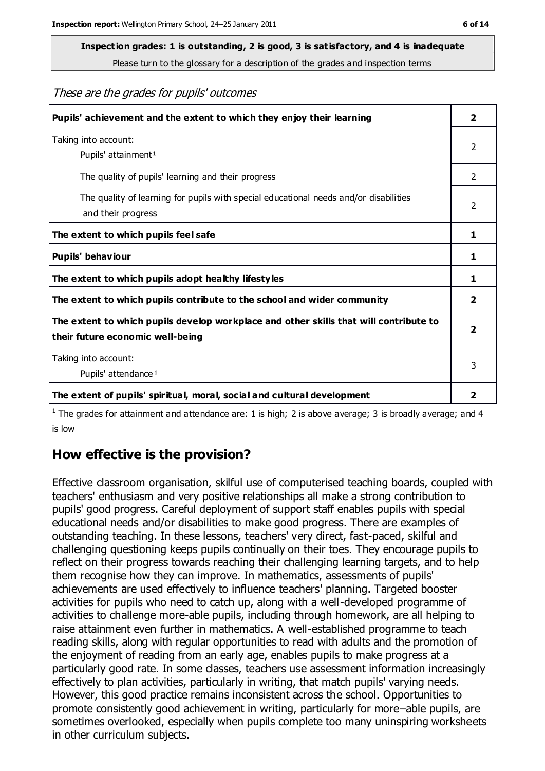**Inspection grades: 1 is outstanding, 2 is good, 3 is satisfactory, and 4 is inadequate**
Please turn to the glossary for a description of the grades and inspection terms

*These are the grades for pupils' outcomes*

| | |
|---|---|
| **Pupils' achievement and the extent to which they enjoy their learning** | **2** |
| Taking into account: Pupils' attainment[1] | 2 |
| The quality of pupils' learning and their progress | 2 |
| The quality of learning for pupils with special educational needs and/or disabilities and their progress | 2 |
| **The extent to which pupils feel safe** | **1** |
| **Pupils' behaviour** | **1** |
| **The extent to which pupils adopt healthy lifestyles** | **1** |
| **The extent to which pupils contribute to the school and wider community** | **2** |
| **The extent to which pupils develop workplace and other skills that will contribute to their future economic well-being** | **2** |
| Taking into account: Pupils' attendance[1] | 3 |
| **The extent of pupils' spiritual, moral, social and cultural development** | **2** |

[1] The grades for attainment and attendance are: 1 is high; 2 is above average; 3 is broadly average; and 4 is low

## How effective is the provision?

Effective classroom organisation, skilful use of computerised teaching boards, coupled with teachers' enthusiasm and very positive relationships all make a strong contribution to pupils' good progress. Careful deployment of support staff enables pupils with special educational needs and/or disabilities to make good progress. There are examples of outstanding teaching. In these lessons, teachers' very direct, fast-paced, skilful and challenging questioning keeps pupils continually on their toes. They encourage pupils to reflect on their progress towards reaching their challenging learning targets, and to help them recognise how they can improve. In mathematics, assessments of pupils' achievements are used effectively to influence teachers' planning. Targeted booster activities for pupils who need to catch up, along with a well-developed programme of activities to challenge more-able pupils, including through homework, are all helping to raise attainment even further in mathematics. A well-established programme to teach reading skills, along with regular opportunities to read with adults and the promotion of the enjoyment of reading from an early age, enables pupils to make progress at a particularly good rate. In some classes, teachers use assessment information increasingly effectively to plan activities, particularly in writing, that match pupils' varying needs. However, this good practice remains inconsistent across the school. Opportunities to promote consistently good achievement in writing, particularly for more–able pupils, are sometimes overlooked, especially when pupils complete too many uninspiring worksheets in other curriculum subjects.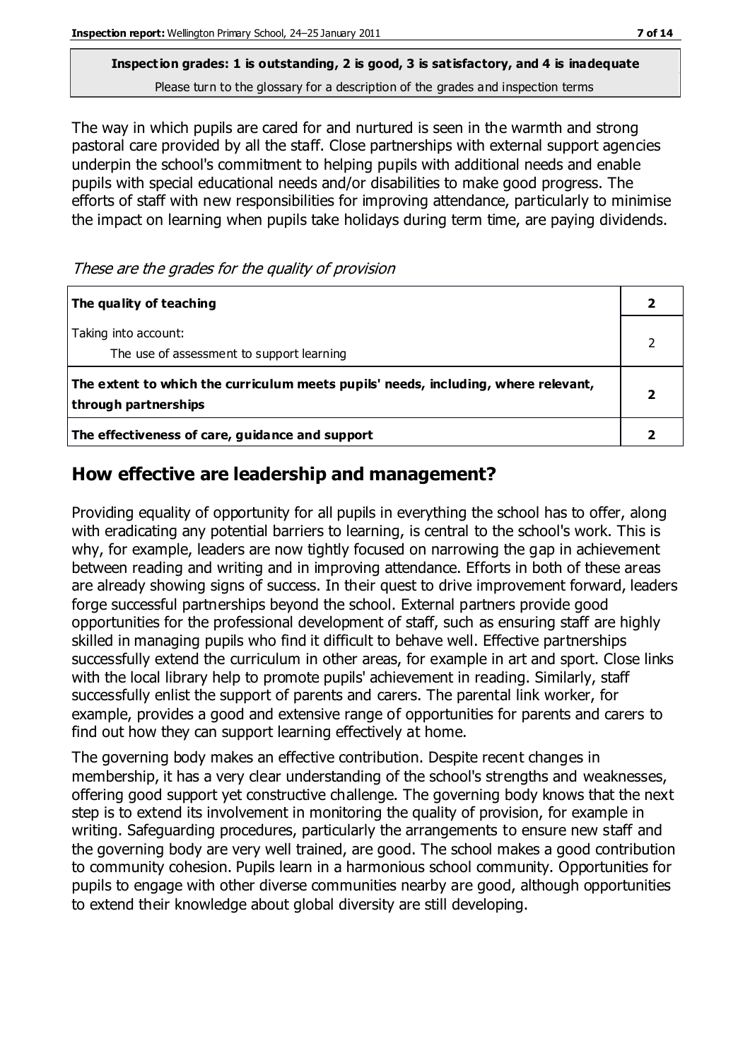**Inspection grades: 1 is outstanding, 2 is good, 3 is satisfactory, and 4 is inadequate**
Please turn to the glossary for a description of the grades and inspection terms

The way in which pupils are cared for and nurtured is seen in the warmth and strong pastoral care provided by all the staff. Close partnerships with external support agencies underpin the school's commitment to helping pupils with additional needs and enable pupils with special educational needs and/or disabilities to make good progress. The efforts of staff with new responsibilities for improving attendance, particularly to minimise the impact on learning when pupils take holidays during term time, are paying dividends.

*These are the grades for the quality of provision*

| | |
|---|---|
| **The quality of teaching** | **2** |
| Taking into account:<br>The use of assessment to support learning | 2 |
| **The extent to which the curriculum meets pupils' needs, including, where relevant, through partnerships** | **2** |
| **The effectiveness of care, guidance and support** | **2** |

## How effective are leadership and management?

Providing equality of opportunity for all pupils in everything the school has to offer, along with eradicating any potential barriers to learning, is central to the school's work. This is why, for example, leaders are now tightly focused on narrowing the gap in achievement between reading and writing and in improving attendance. Efforts in both of these areas are already showing signs of success. In their quest to drive improvement forward, leaders forge successful partnerships beyond the school. External partners provide good opportunities for the professional development of staff, such as ensuring staff are highly skilled in managing pupils who find it difficult to behave well. Effective partnerships successfully extend the curriculum in other areas, for example in art and sport. Close links with the local library help to promote pupils' achievement in reading. Similarly, staff successfully enlist the support of parents and carers. The parental link worker, for example, provides a good and extensive range of opportunities for parents and carers to find out how they can support learning effectively at home.

The governing body makes an effective contribution. Despite recent changes in membership, it has a very clear understanding of the school's strengths and weaknesses, offering good support yet constructive challenge. The governing body knows that the next step is to extend its involvement in monitoring the quality of provision, for example in writing. Safeguarding procedures, particularly the arrangements to ensure new staff and the governing body are very well trained, are good. The school makes a good contribution to community cohesion. Pupils learn in a harmonious school community. Opportunities for pupils to engage with other diverse communities nearby are good, although opportunities to extend their knowledge about global diversity are still developing.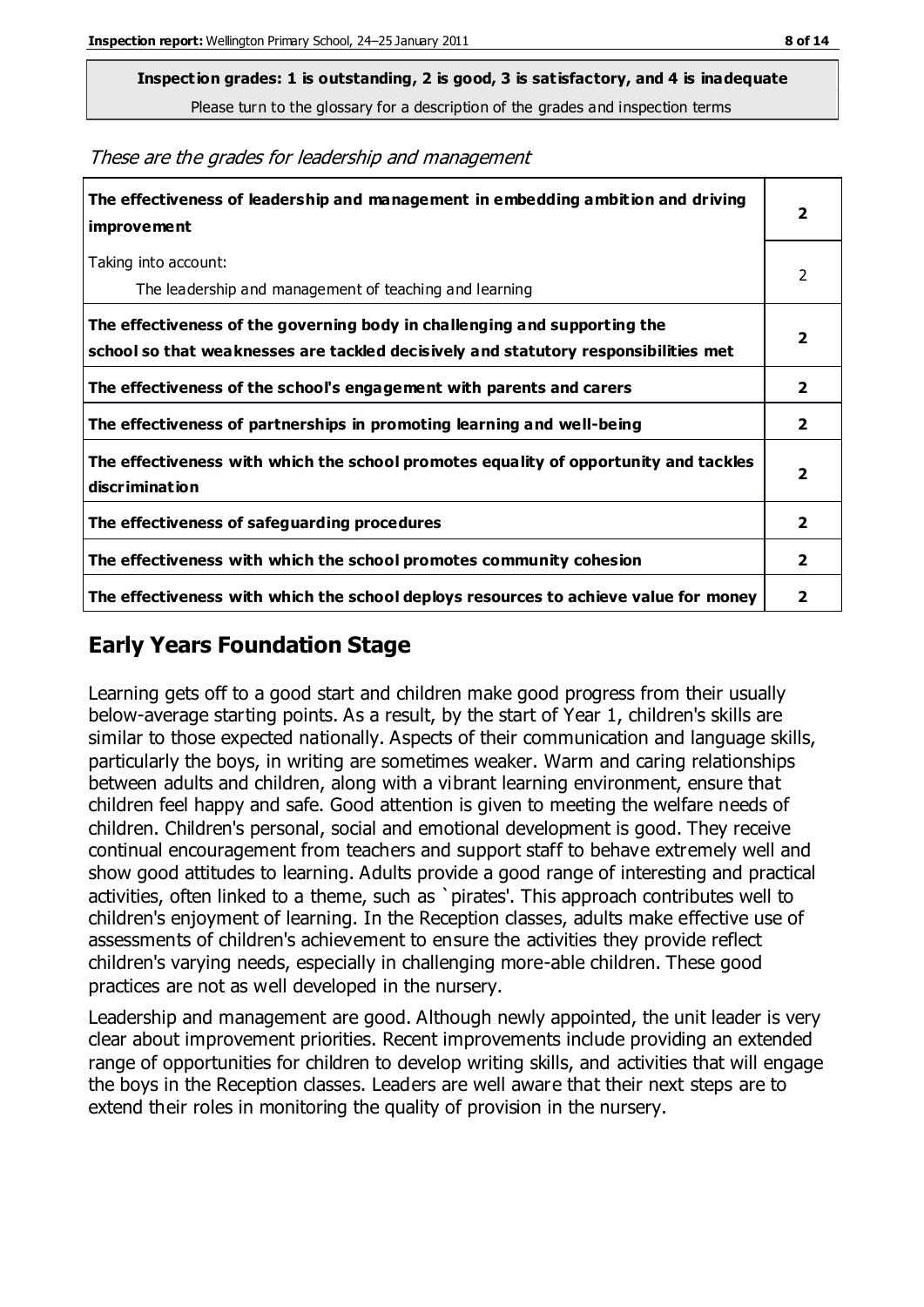**Inspection grades: 1 is outstanding, 2 is good, 3 is satisfactory, and 4 is inadequate**

Please turn to the glossary for a description of the grades and inspection terms

*These are the grades for leadership and management*

| | |
|---|---|
| **The effectiveness of leadership and management in embedding ambition and driving improvement** | **2** |
| Taking into account:<br>The leadership and management of teaching and learning | 2 |
| **The effectiveness of the governing body in challenging and supporting the school so that weaknesses are tackled decisively and statutory responsibilities met** | **2** |
| **The effectiveness of the school's engagement with parents and carers** | **2** |
| **The effectiveness of partnerships in promoting learning and well-being** | **2** |
| **The effectiveness with which the school promotes equality of opportunity and tackles discrimination** | **2** |
| **The effectiveness of safeguarding procedures** | **2** |
| **The effectiveness with which the school promotes community cohesion** | **2** |
| **The effectiveness with which the school deploys resources to achieve value for money** | **2** |

## Early Years Foundation Stage

Learning gets off to a good start and children make good progress from their usually below-average starting points. As a result, by the start of Year 1, children's skills are similar to those expected nationally. Aspects of their communication and language skills, particularly the boys, in writing are sometimes weaker. Warm and caring relationships between adults and children, along with a vibrant learning environment, ensure that children feel happy and safe. Good attention is given to meeting the welfare needs of children. Children's personal, social and emotional development is good. They receive continual encouragement from teachers and support staff to behave extremely well and show good attitudes to learning. Adults provide a good range of interesting and practical activities, often linked to a theme, such as `pirates'. This approach contributes well to children's enjoyment of learning. In the Reception classes, adults make effective use of assessments of children's achievement to ensure the activities they provide reflect children's varying needs, especially in challenging more-able children. These good practices are not as well developed in the nursery.

Leadership and management are good. Although newly appointed, the unit leader is very clear about improvement priorities. Recent improvements include providing an extended range of opportunities for children to develop writing skills, and activities that will engage the boys in the Reception classes. Leaders are well aware that their next steps are to extend their roles in monitoring the quality of provision in the nursery.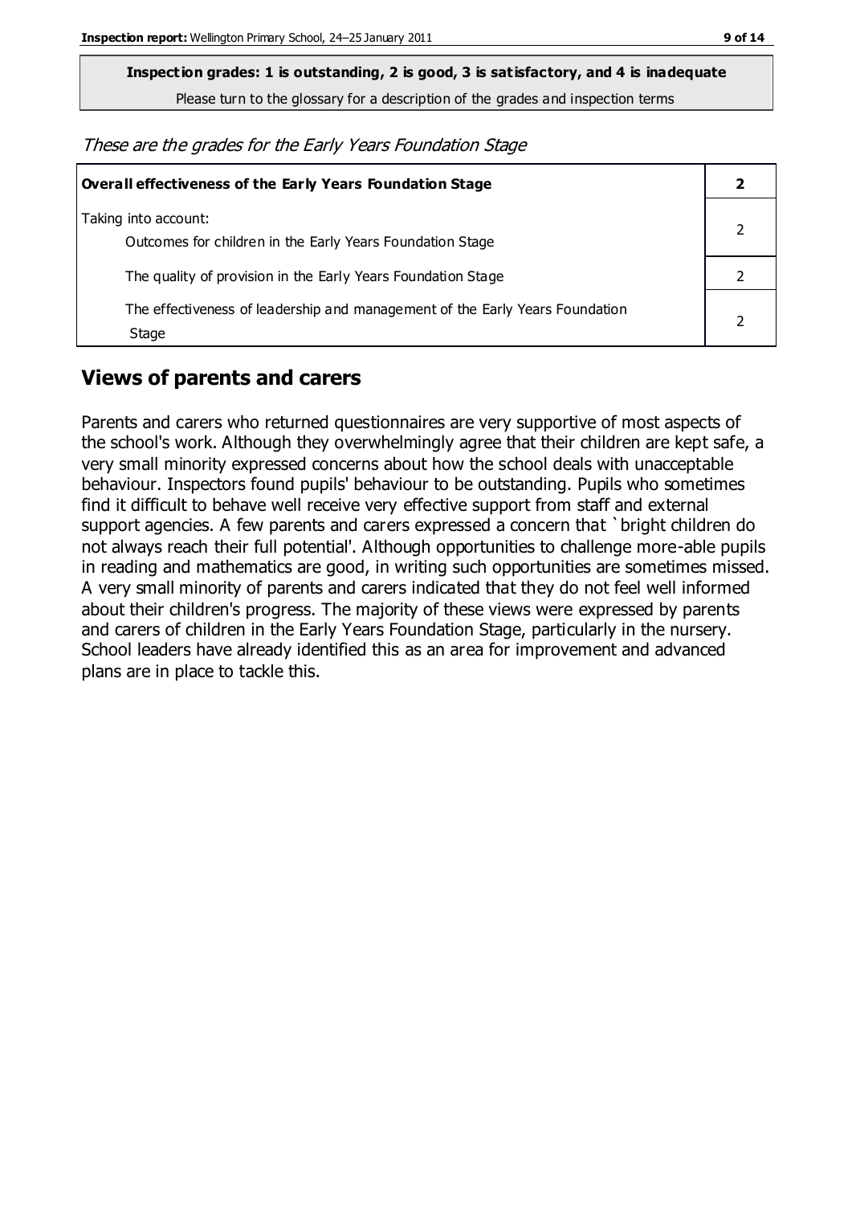**Inspection grades: 1 is outstanding, 2 is good, 3 is satisfactory, and 4 is inadequate**

Please turn to the glossary for a description of the grades and inspection terms

*These are the grades for the Early Years Foundation Stage*

| **Overall effectiveness of the Early Years Foundation Stage** | **2** |
|---|---|
| Taking into account:<br>Outcomes for children in the Early Years Foundation Stage | 2 |
| The quality of provision in the Early Years Foundation Stage | 2 |
| The effectiveness of leadership and management of the Early Years Foundation Stage | 2 |

## Views of parents and carers

Parents and carers who returned questionnaires are very supportive of most aspects of the school's work. Although they overwhelmingly agree that their children are kept safe, a very small minority expressed concerns about how the school deals with unacceptable behaviour. Inspectors found pupils' behaviour to be outstanding. Pupils who sometimes find it difficult to behave well receive very effective support from staff and external support agencies. A few parents and carers expressed a concern that `bright children do not always reach their full potential'. Although opportunities to challenge more-able pupils in reading and mathematics are good, in writing such opportunities are sometimes missed. A very small minority of parents and carers indicated that they do not feel well informed about their children's progress. The majority of these views were expressed by parents and carers of children in the Early Years Foundation Stage, particularly in the nursery. School leaders have already identified this as an area for improvement and advanced plans are in place to tackle this.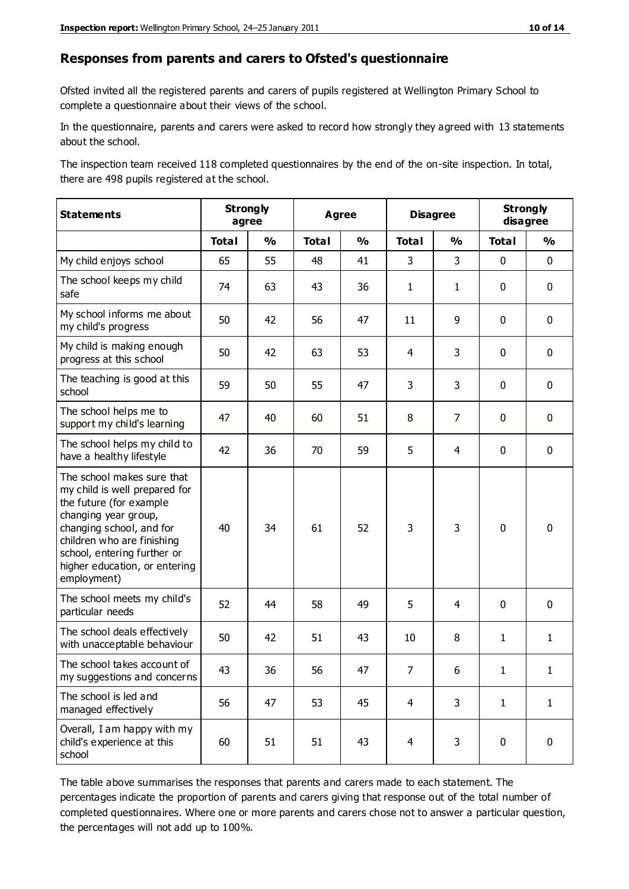## Responses from parents and carers to Ofsted's questionnaire

Ofsted invited all the registered parents and carers of pupils registered at Wellington Primary School to complete a questionnaire about their views of the school.

In the questionnaire, parents and carers were asked to record how strongly they agreed with 13 statements about the school.

The inspection team received 118 completed questionnaires by the end of the on-site inspection. In total, there are 498 pupils registered at the school.

| Statements | Strongly agree | | Agree | | Disagree | | Strongly disagree | |
|---|---|---|---|---|---|---|---|---|
| | Total | % | Total | % | Total | % | Total | % |
| My child enjoys school | 65 | 55 | 48 | 41 | 3 | 3 | 0 | 0 |
| The school keeps my child safe | 74 | 63 | 43 | 36 | 1 | 1 | 0 | 0 |
| My school informs me about my child's progress | 50 | 42 | 56 | 47 | 11 | 9 | 0 | 0 |
| My child is making enough progress at this school | 50 | 42 | 63 | 53 | 4 | 3 | 0 | 0 |
| The teaching is good at this school | 59 | 50 | 55 | 47 | 3 | 3 | 0 | 0 |
| The school helps me to support my child's learning | 47 | 40 | 60 | 51 | 8 | 7 | 0 | 0 |
| The school helps my child to have a healthy lifestyle | 42 | 36 | 70 | 59 | 5 | 4 | 0 | 0 |
| The school makes sure that my child is well prepared for the future (for example changing year group, changing school, and for children who are finishing school, entering further or higher education, or entering employment) | 40 | 34 | 61 | 52 | 3 | 3 | 0 | 0 |
| The school meets my child's particular needs | 52 | 44 | 58 | 49 | 5 | 4 | 0 | 0 |
| The school deals effectively with unacceptable behaviour | 50 | 42 | 51 | 43 | 10 | 8 | 1 | 1 |
| The school takes account of my suggestions and concerns | 43 | 36 | 56 | 47 | 7 | 6 | 1 | 1 |
| The school is led and managed effectively | 56 | 47 | 53 | 45 | 4 | 3 | 1 | 1 |
| Overall, I am happy with my child's experience at this school | 60 | 51 | 51 | 43 | 4 | 3 | 0 | 0 |

The table above summarises the responses that parents and carers made to each statement. The percentages indicate the proportion of parents and carers giving that response out of the total number of completed questionnaires. Where one or more parents and carers chose not to answer a particular question, the percentages will not add up to 100%.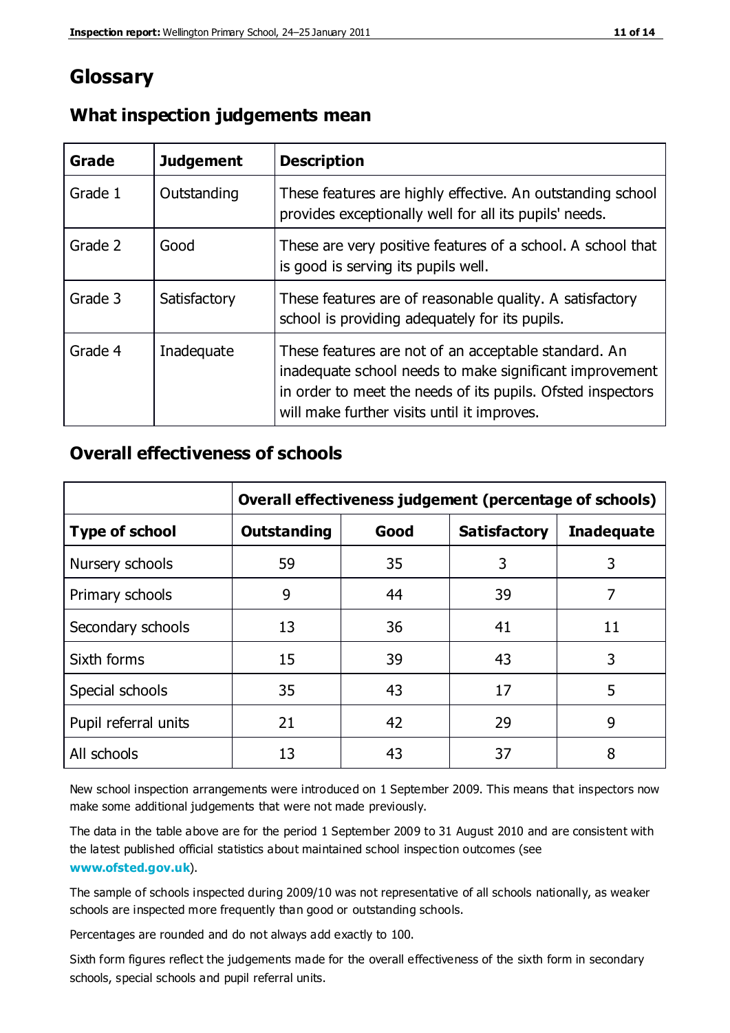# Glossary

## What inspection judgements mean

| Grade | Judgement | Description |
|---|---|---|
| Grade 1 | Outstanding | These features are highly effective. An outstanding school provides exceptionally well for all its pupils' needs. |
| Grade 2 | Good | These are very positive features of a school. A school that is good is serving its pupils well. |
| Grade 3 | Satisfactory | These features are of reasonable quality. A satisfactory school is providing adequately for its pupils. |
| Grade 4 | Inadequate | These features are not of an acceptable standard. An inadequate school needs to make significant improvement in order to meet the needs of its pupils. Ofsted inspectors will make further visits until it improves. |

## Overall effectiveness of schools

| | Overall effectiveness judgement (percentage of schools) | | | |
|---|---|---|---|---|
| **Type of school** | **Outstanding** | **Good** | **Satisfactory** | **Inadequate** |
| Nursery schools | 59 | 35 | 3 | 3 |
| Primary schools | 9 | 44 | 39 | 7 |
| Secondary schools | 13 | 36 | 41 | 11 |
| Sixth forms | 15 | 39 | 43 | 3 |
| Special schools | 35 | 43 | 17 | 5 |
| Pupil referral units | 21 | 42 | 29 | 9 |
| All schools | 13 | 43 | 37 | 8 |

New school inspection arrangements were introduced on 1 September 2009. This means that inspectors now make some additional judgements that were not made previously.

The data in the table above are for the period 1 September 2009 to 31 August 2010 and are consistent with the latest published official statistics about maintained school inspection outcomes (see **www.ofsted.gov.uk**).

The sample of schools inspected during 2009/10 was not representative of all schools nationally, as weaker schools are inspected more frequently than good or outstanding schools.

Percentages are rounded and do not always add exactly to 100.

Sixth form figures reflect the judgements made for the overall effectiveness of the sixth form in secondary schools, special schools and pupil referral units.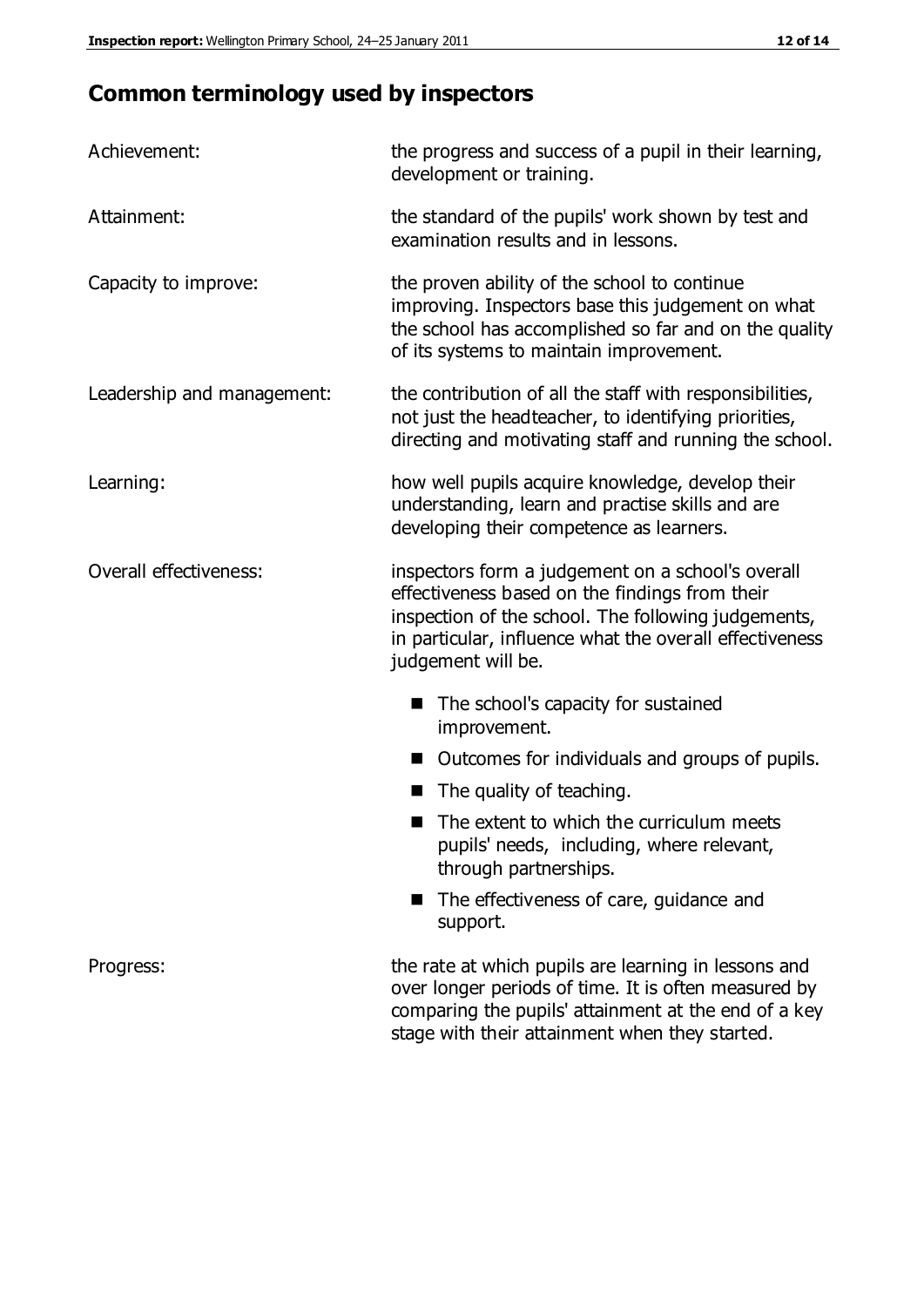## Common terminology used by inspectors

**Achievement:** the progress and success of a pupil in their learning, development or training.

**Attainment:** the standard of the pupils' work shown by test and examination results and in lessons.

**Capacity to improve:** the proven ability of the school to continue improving. Inspectors base this judgement on what the school has accomplished so far and on the quality of its systems to maintain improvement.

**Leadership and management:** the contribution of all the staff with responsibilities, not just the headteacher, to identifying priorities, directing and motivating staff and running the school.

**Learning:** how well pupils acquire knowledge, develop their understanding, learn and practise skills and are developing their competence as learners.

**Overall effectiveness:** inspectors form a judgement on a school's overall effectiveness based on the findings from their inspection of the school. The following judgements, in particular, influence what the overall effectiveness judgement will be.

- The school's capacity for sustained improvement.
- Outcomes for individuals and groups of pupils.
- The quality of teaching.
- The extent to which the curriculum meets pupils' needs, including, where relevant, through partnerships.
- The effectiveness of care, guidance and support.

**Progress:** the rate at which pupils are learning in lessons and over longer periods of time. It is often measured by comparing the pupils' attainment at the end of a key stage with their attainment when they started.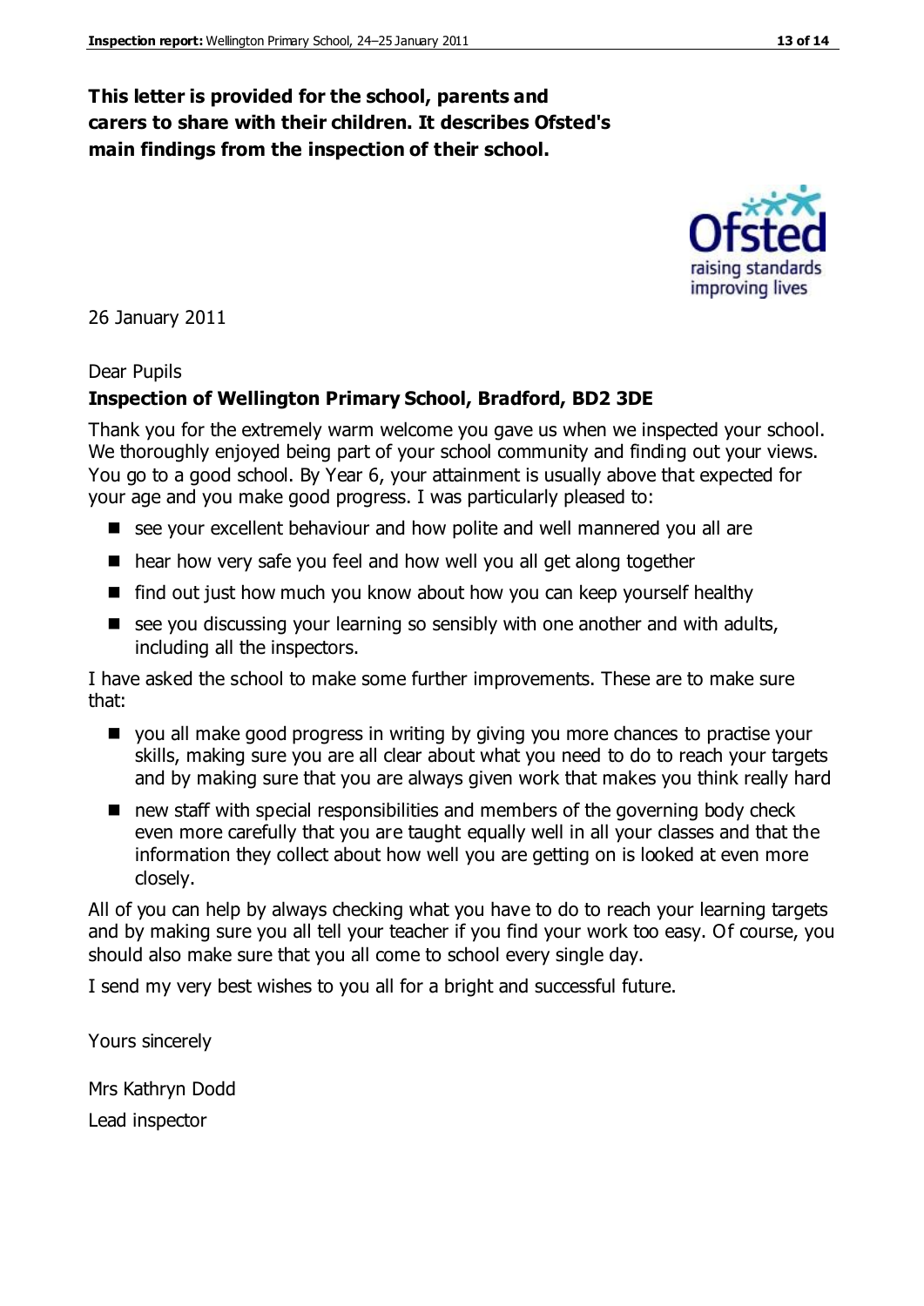**This letter is provided for the school, parents and carers to share with their children. It describes Ofsted's main findings from the inspection of their school.**

26 January 2011

Dear Pupils

**Inspection of Wellington Primary School, Bradford, BD2 3DE**

Thank you for the extremely warm welcome you gave us when we inspected your school. We thoroughly enjoyed being part of your school community and finding out your views. You go to a good school. By Year 6, your attainment is usually above that expected for your age and you make good progress. I was particularly pleased to:

- see your excellent behaviour and how polite and well mannered you all are
- hear how very safe you feel and how well you all get along together
- find out just how much you know about how you can keep yourself healthy
- see you discussing your learning so sensibly with one another and with adults, including all the inspectors.

I have asked the school to make some further improvements. These are to make sure that:

- you all make good progress in writing by giving you more chances to practise your skills, making sure you are all clear about what you need to do to reach your targets and by making sure that you are always given work that makes you think really hard
- new staff with special responsibilities and members of the governing body check even more carefully that you are taught equally well in all your classes and that the information they collect about how well you are getting on is looked at even more closely.

All of you can help by always checking what you have to do to reach your learning targets and by making sure you all tell your teacher if you find your work too easy. Of course, you should also make sure that you all come to school every single day.

I send my very best wishes to you all for a bright and successful future.

Yours sincerely

Mrs Kathryn Dodd

Lead inspector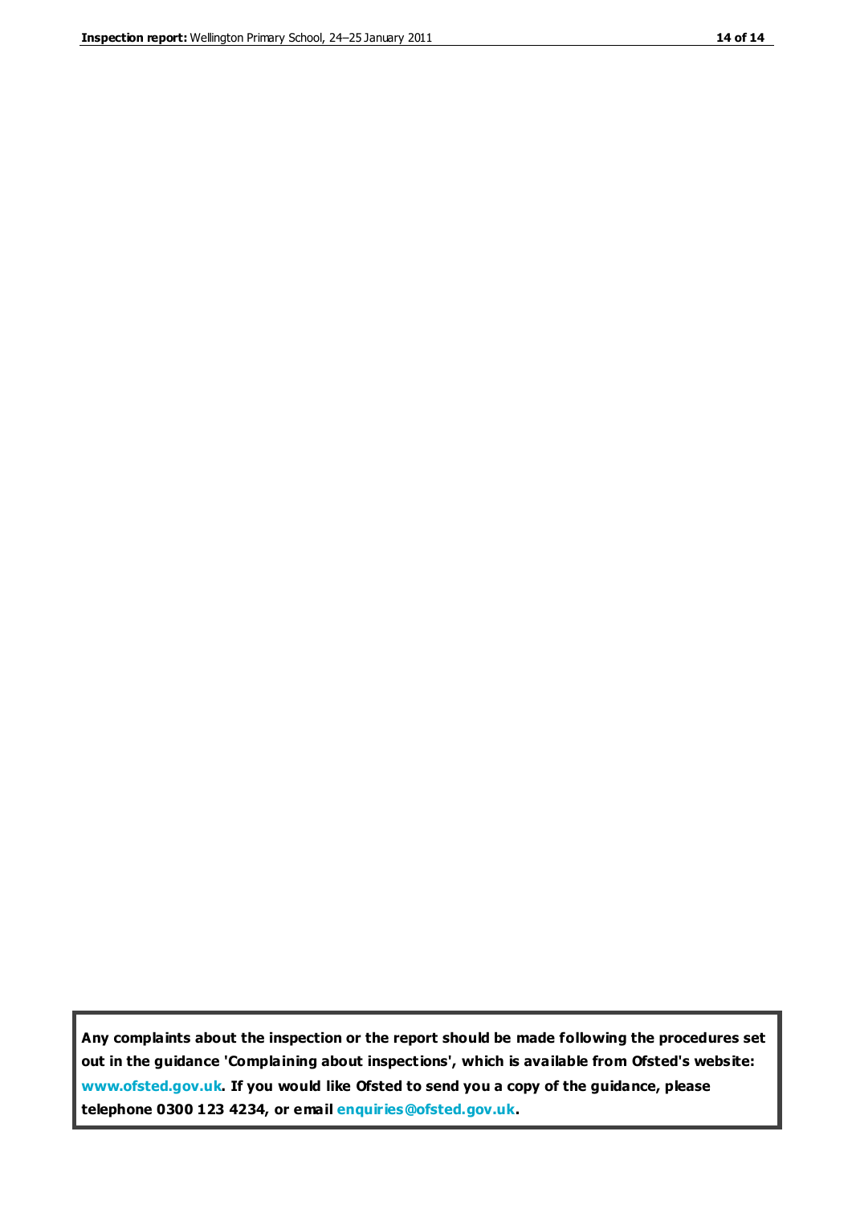**Any complaints about the inspection or the report should be made following the procedures set out in the guidance 'Complaining about inspections', which is available from Ofsted's website: www.ofsted.gov.uk. If you would like Ofsted to send you a copy of the guidance, please telephone 0300 123 4234, or email enquiries@ofsted.gov.uk.**